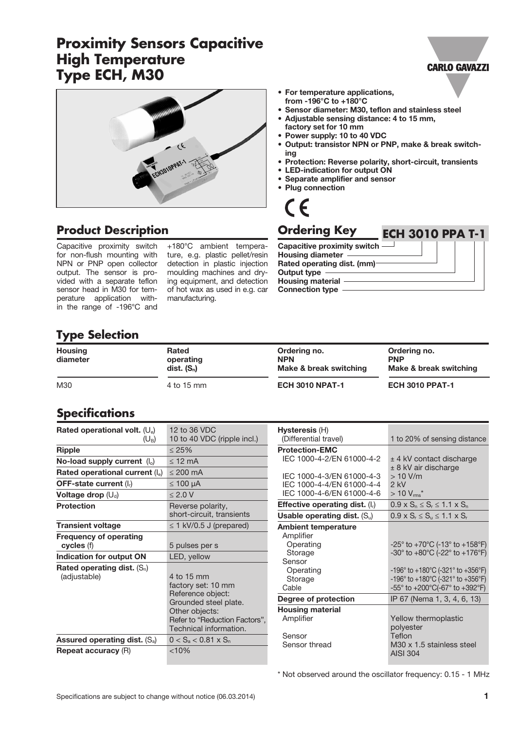# Proximity Sensors Capacitive High Temperature Type ECH, M30

- **For temperature applications, from -196°C to +180°C**
- **Sensor diameter: M30, teflon and stainless steel**
- **Adjustable sensing distance: 4 to 15 mm, factory set for 10 mm**
- **Power supply: 10 to 40 VDC**
- **Output: transistor NPN or PNP, make & break switching**
- **Protection: Reverse polarity, short-circuit, transients**
- **LED-indication for output ON**
- **Separate amplifier and sensor**
- **Plug connection**

## Product Description

Capacitive proximity switch for non-flush mounting with NPN or PNP open collector output. The sensor is provided with a separate teflon sensor head in M30 for temperature application within the range of -196°C and +180°C ambient temperature, e.g. plastic pellet/resin detection in plastic injection moulding machines and drying equipment, and detection of hot wax as used in e.g. car manufacturing.

## Ordering Key

**ECH 3010 PPA T-1**

- Capacitive proximity switch
- Housing diameter
- Rated operating dist. (mm)
- Output type
- Housing material
- Connection type

## Type Selection

| Housing diameter | Rated operating dist. ($S_n$) | Ordering no. NPN Make & break switching | Ordering no. PNP Make & break switching |
|---|---|---|---|
| M30 | 4 to 15 mm | **ECH 3010 NPAT-1** | **ECH 3010 PPAT-1** |

## Specifications

| | |
|---|---|
| **Rated operational volt.** ($U_e$) ($U_B$) | 12 to 36 VDC<br>10 to 40 VDC (ripple incl.) |
| **Ripple** | ≤ 25% |
| **No-load supply current** ($I_o$) | ≤ 12 mA |
| **Rated operational current** ($I_e$) | ≤ 200 mA |
| **OFF-state current** ($I_r$) | ≤ 100 μA |
| **Voltage drop** ($U_d$) | ≤ 2.0 V |
| **Protection** | Reverse polarity, short-circuit, transients |
| **Transient voltage** | ≤ 1 kV/0.5 J (prepared) |
| **Frequency of operating cycles** (f) | 5 pulses per s |
| **Indication for output ON** | LED, yellow |
| **Rated operating dist.** ($S_n$) (adjustable) | 4 to 15 mm<br>factory set: 10 mm<br>Reference object: Grounded steel plate.<br>Other objects: Refer to "Reduction Factors", Technical information. |
| **Assured operating dist.** ($S_a$) | $0 < S_a < 0.81 \times S_n$ |
| **Repeat accuracy** (R) | <10% |
| **Hysteresis** (H) (Differential travel) | 1 to 20% of sensing distance |
| **Protection-EMC** | |
| IEC 1000-4-2/EN 61000-4-2 | ± 4 kV contact discharge<br>± 8 kV air discharge |
| IEC 1000-4-3/EN 61000-4-3 | > 10 V/m |
| IEC 1000-4-4/EN 61000-4-4 | 2 kV |
| IEC 1000-4-6/EN 61000-4-6 | > 10 $V_{rms}$* |
| **Effective operating dist.** ($I_r$) | $0.9 \times S_n \leq S_r \leq 1.1 \times S_n$ |
| **Usable operating dist.** ($S_u$) | $0.9 \times S_r \leq S_u \leq 1.1 \times S_r$ |
| **Ambient temperature** | |
| Amplifier Operating | -25° to +70°C (-13° to +158°F) |
| Amplifier Storage | -30° to +80°C (-22° to +176°F) |
| Sensor Operating | -196° to +180°C (-321° to +356°F) |
| Sensor Storage | -196° to +180°C (-321° to +356°F) |
| Cable | -55° to +200°C(-67° to +392°F) |
| **Degree of protection** | IP 67 (Nema 1, 3, 4, 6, 13) |
| **Housing material** | |
| Amplifier | Yellow thermoplastic polyester |
| Sensor | Teflon |
| Sensor thread | M30 x 1.5 stainless steel AISI 304 |

\* Not observed around the oscillator frequency: 0.15 - 1 MHz

Specifications are subject to change without notice (06.03.2014)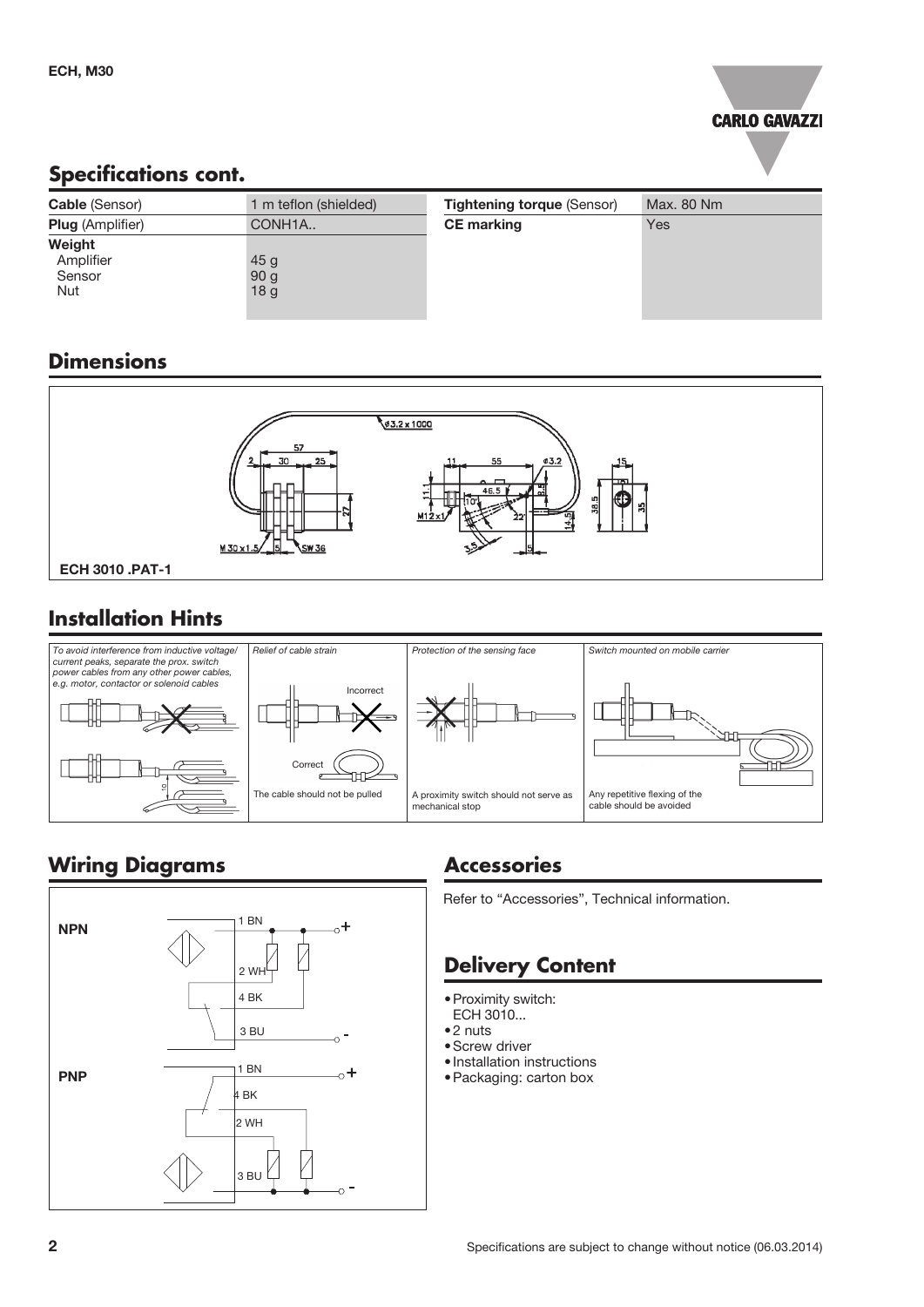## Specifications cont.

| | | | |
|---|---|---|---|
| **Cable** (Sensor) | 1 m teflon (shielded) | **Tightening torque** (Sensor) | Max. 80 Nm |
| **Plug** (Amplifier) | CONH1A.. | **CE marking** | Yes |
| **Weight**<br>Amplifier<br>Sensor<br>Nut | <br>45 g<br>90 g<br>18 g | | |

## Dimensions

ø3.2 x 1000

57
2
30
25
27
M 30 x 1.5
5
SW 36

11
55
ø3.2
46.5
11.1
10
3.5
M12 x 1
22°
14.5
3.5
5

15
15
38.5
35

ECH 3010 .PAT-1

## Installation Hints

*To avoid interference from inductive voltage/ current peaks, separate the prox. switch power cables from any other power cables, e.g. motor, contactor or solenoid cables*

10

*Relief of cable strain*

Incorrect

Correct

The cable should not be pulled

*Protection of the sensing face*

A proximity switch should not serve as mechanical stop

*Switch mounted on mobile carrier*

Any repetitive flexing of the cable should be avoided

## Wiring Diagrams

NPN

1 BN
2 WH
4 BK
3 BU
+
-

PNP

1 BN
4 BK
2 WH
3 BU
+
-

## Accessories

Refer to “Accessories”, Technical information.

## Delivery Content

- Proximity switch: ECH 3010...
- 2 nuts
- Screw driver
- Installation instructions
- Packaging: carton box

Specifications are subject to change without notice (06.03.2014)